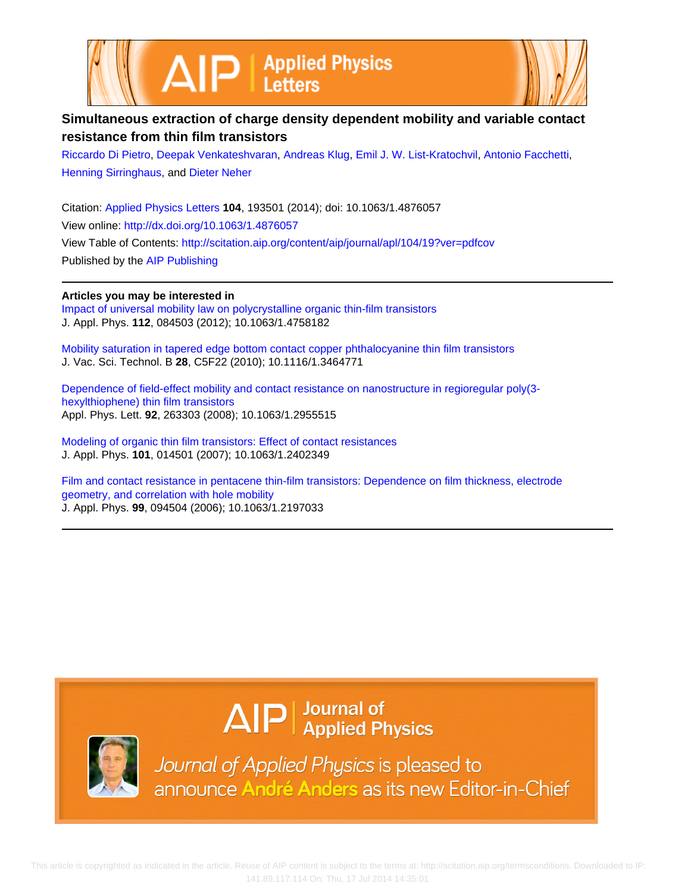# Simultaneous extraction of charge density dependent mobility and variable contact resistance from thin film transistors

Riccardo Di Pietro, Deepak Venkateshvaran, Andreas Klug, Emil J. W. List-Kratochvil, Antonio Facchetti, Henning Sirringhaus, and Dieter Neher

Citation: Applied Physics Letters **104**, 193501 (2014); doi: 10.1063/1.4876057

View online: http://dx.doi.org/10.1063/1.4876057

View Table of Contents: http://scitation.aip.org/content/aip/journal/apl/104/19?ver=pdfcov

Published by the AIP Publishing

**Articles you may be interested in**

Impact of universal mobility law on polycrystalline organic thin-film transistors
J. Appl. Phys. **112**, 084503 (2012); 10.1063/1.4758182

Mobility saturation in tapered edge bottom contact copper phthalocyanine thin film transistors
J. Vac. Sci. Technol. B **28**, C5F22 (2010); 10.1116/1.3464771

Dependence of field-effect mobility and contact resistance on nanostructure in regioregular poly(3-hexylthiophene) thin film transistors
Appl. Phys. Lett. **92**, 263303 (2008); 10.1063/1.2955515

Modeling of organic thin film transistors: Effect of contact resistances
J. Appl. Phys. **101**, 014501 (2007); 10.1063/1.2402349

Film and contact resistance in pentacene thin-film transistors: Dependence on film thickness, electrode geometry, and correlation with hole mobility
J. Appl. Phys. **99**, 094504 (2006); 10.1063/1.2197033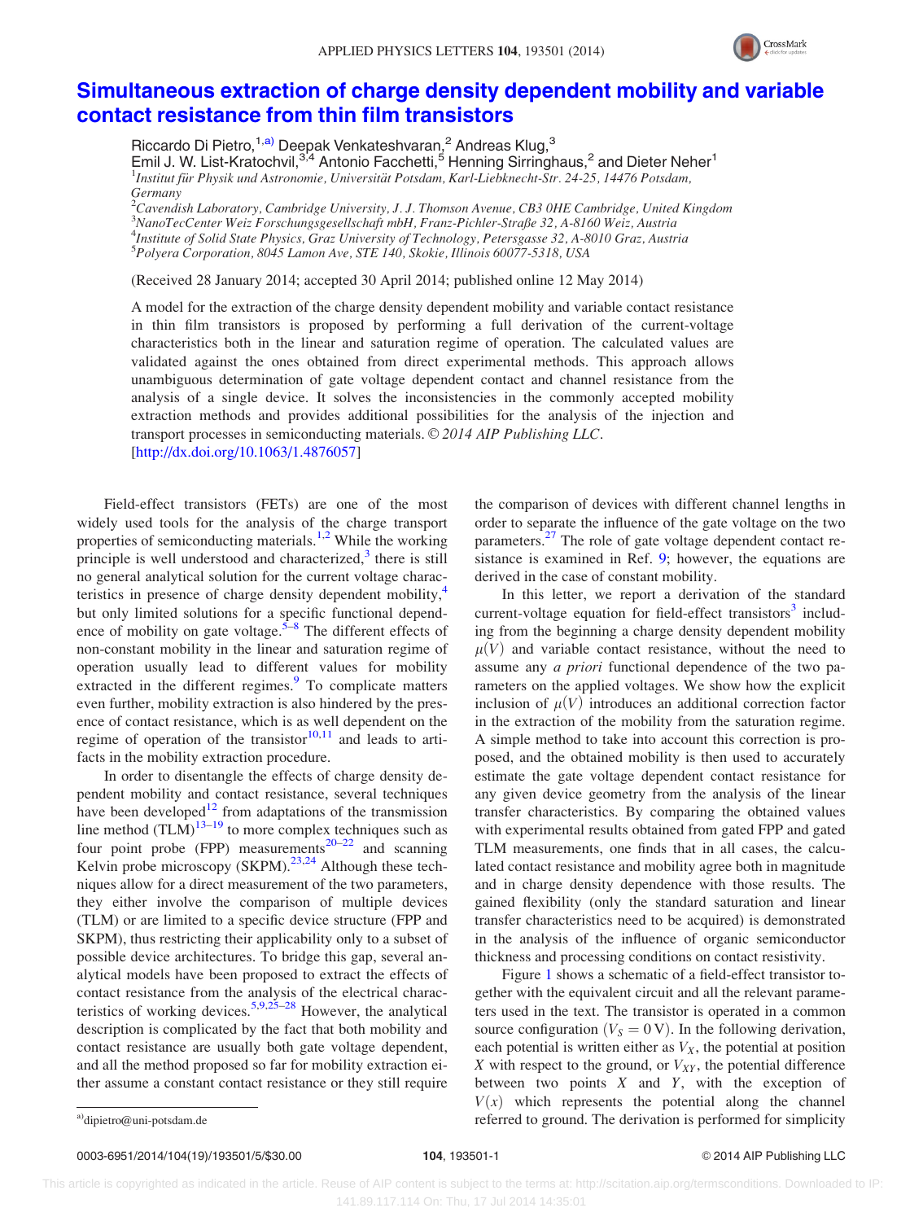# Simultaneous extraction of charge density dependent mobility and variable contact resistance from thin film transistors

Riccardo Di Pietro,[1,a)] Deepak Venkateshvaran,[2] Andreas Klug,[3]
Emil J. W. List-Kratochvil,[3,4] Antonio Facchetti,[5] Henning Sirringhaus,[2] and Dieter Neher[1]

[1]Institut für Physik und Astronomie, Universität Potsdam, Karl-Liebknecht-Str. 24-25, 14476 Potsdam, Germany
[2]Cavendish Laboratory, Cambridge University, J. J. Thomson Avenue, CB3 0HE Cambridge, United Kingdom
[3]NanoTecCenter Weiz Forschungsgesellschaft mbH, Franz-Pichler-Straße 32, A-8160 Weiz, Austria
[4]Institute of Solid State Physics, Graz University of Technology, Petersgasse 32, A-8010 Graz, Austria
[5]Polyera Corporation, 8045 Lamon Ave, STE 140, Skokie, Illinois 60077-5318, USA

(Received 28 January 2014; accepted 30 April 2014; published online 12 May 2014)

A model for the extraction of the charge density dependent mobility and variable contact resistance in thin film transistors is proposed by performing a full derivation of the current-voltage characteristics both in the linear and saturation regime of operation. The calculated values are validated against the ones obtained from direct experimental methods. This approach allows unambiguous determination of gate voltage dependent contact and channel resistance from the analysis of a single device. It solves the inconsistencies in the commonly accepted mobility extraction methods and provides additional possibilities for the analysis of the injection and transport processes in semiconducting materials. © 2014 AIP Publishing LLC. [http://dx.doi.org/10.1063/1.4876057]

Field-effect transistors (FETs) are one of the most widely used tools for the analysis of the charge transport properties of semiconducting materials.[1,2] While the working principle is well understood and characterized,[3] there is still no general analytical solution for the current voltage characteristics in presence of charge density dependent mobility,[4] but only limited solutions for a specific functional dependence of mobility on gate voltage.[5–8] The different effects of non-constant mobility in the linear and saturation regime of operation usually lead to different values for mobility extracted in the different regimes.[9] To complicate matters even further, mobility extraction is also hindered by the presence of contact resistance, which is as well dependent on the regime of operation of the transistor[10,11] and leads to artifacts in the mobility extraction procedure.

In order to disentangle the effects of charge density dependent mobility and contact resistance, several techniques have been developed[12] from adaptations of the transmission line method (TLM)[13–19] to more complex techniques such as four point probe (FPP) measurements[20–22] and scanning Kelvin probe microscopy (SKPM).[23,24] Although these techniques allow for a direct measurement of the two parameters, they either involve the comparison of multiple devices (TLM) or are limited to a specific device structure (FPP and SKPM), thus restricting their applicability only to a subset of possible device architectures. To bridge this gap, several analytical models have been proposed to extract the effects of contact resistance from the analysis of the electrical characteristics of working devices.[5,9,25–28] However, the analytical description is complicated by the fact that both mobility and contact resistance are usually both gate voltage dependent, and all the method proposed so far for mobility extraction either assume a constant contact resistance or they still require the comparison of devices with different channel lengths in order to separate the influence of the gate voltage on the two parameters.[27] The role of gate voltage dependent contact resistance is examined in Ref. 9; however, the equations are derived in the case of constant mobility.

In this letter, we report a derivation of the standard current-voltage equation for field-effect transistors[3] including from the beginning a charge density dependent mobility $\mu(V)$ and variable contact resistance, without the need to assume any *a priori* functional dependence of the two parameters on the applied voltages. We show how the explicit inclusion of $\mu(V)$ introduces an additional correction factor in the extraction of the mobility from the saturation regime. A simple method to take into account this correction is proposed, and the obtained mobility is then used to accurately estimate the gate voltage dependent contact resistance for any given device geometry from the analysis of the linear transfer characteristics. By comparing the obtained values with experimental results obtained from gated FPP and gated TLM measurements, one finds that in all cases, the calculated contact resistance and mobility agree both in magnitude and in charge density dependence with those results. The gained flexibility (only the standard saturation and linear transfer characteristics need to be acquired) is demonstrated in the analysis of the influence of organic semiconductor thickness and processing conditions on contact resistivity.

Figure 1 shows a schematic of a field-effect transistor together with the equivalent circuit and all the relevant parameters used in the text. The transistor is operated in a common source configuration ($V_S = 0\,\mathrm{V}$). In the following derivation, each potential is written either as $V_X$, the potential at position $X$ with respect to the ground, or $V_{XY}$, the potential difference between two points $X$ and $Y$, with the exception of $V(x)$ which represents the potential along the channel referred to ground. The derivation is performed for simplicity

a)dipietro@uni-potsdam.de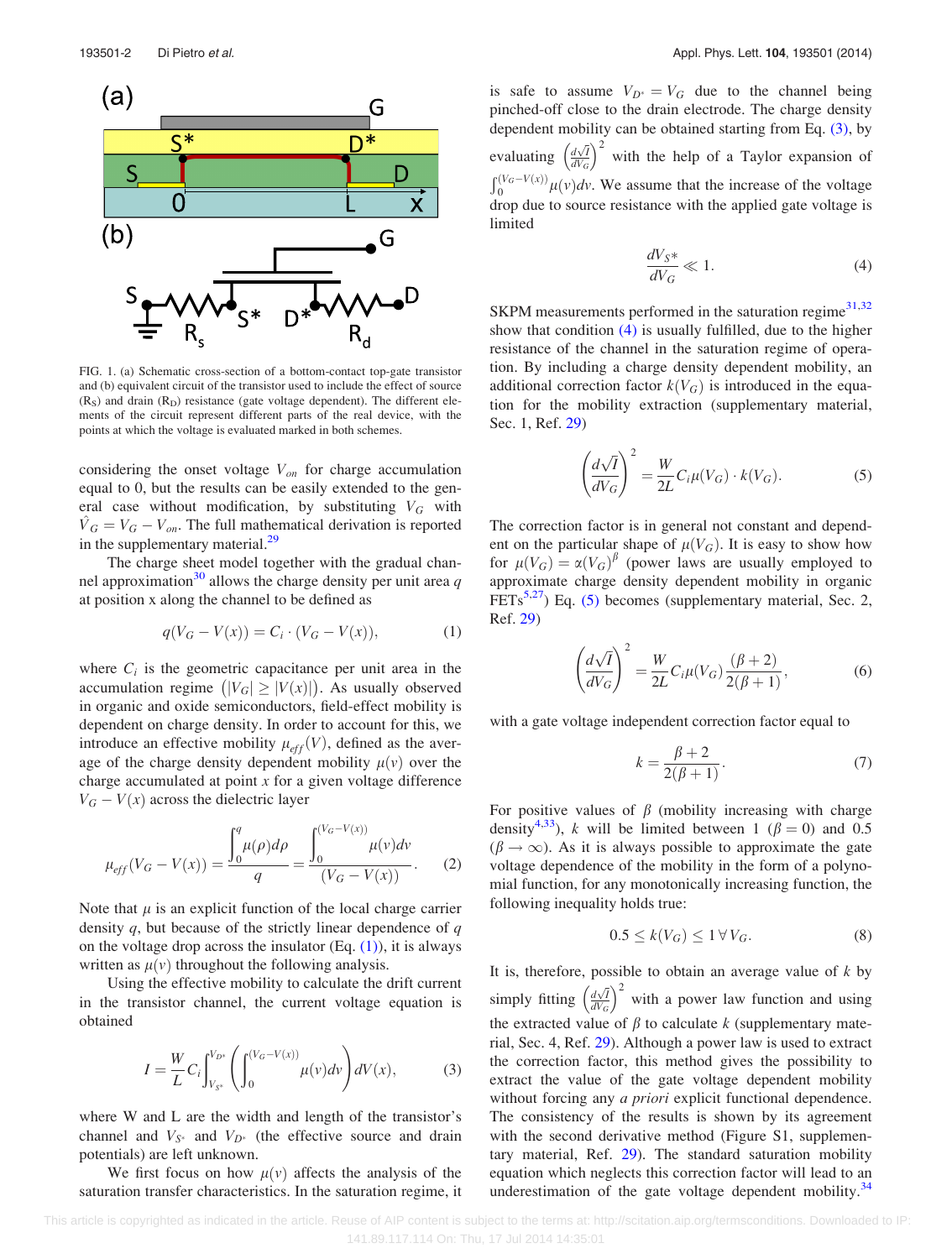FIG. 1. (a) Schematic cross-section of a bottom-contact top-gate transistor and (b) equivalent circuit of the transistor used to include the effect of source ($R_S$) and drain ($R_D$) resistance (gate voltage dependent). The different elements of the circuit represent different parts of the real device, with the points at which the voltage is evaluated marked in both schemes.

considering the onset voltage $V_{on}$ for charge accumulation equal to 0, but the results can be easily extended to the general case without modification, by substituting $V_G$ with $\hat{V}_G = V_G - V_{on}$. The full mathematical derivation is reported in the supplementary material.[29]

The charge sheet model together with the gradual channel approximation[30] allows the charge density per unit area $q$ at position x along the channel to be defined as

$$q(V_G - V(x)) = C_i \cdot (V_G - V(x)), \tag{1}$$

where $C_i$ is the geometric capacitance per unit area in the accumulation regime $(|V_G| \geq |V(x)|)$. As usually observed in organic and oxide semiconductors, field-effect mobility is dependent on charge density. In order to account for this, we introduce an effective mobility $\mu_{eff}(V)$, defined as the average of the charge density dependent mobility $\mu(v)$ over the charge accumulated at point $x$ for a given voltage difference $V_G - V(x)$ across the dielectric layer

$$\mu_{eff}(V_G - V(x)) = \frac{\int_0^q \mu(\rho)d\rho}{q} = \frac{\int_0^{(V_G - V(x))} \mu(v)dv}{(V_G - V(x))}. \tag{2}$$

Note that $\mu$ is an explicit function of the local charge carrier density $q$, but because of the strictly linear dependence of $q$ on the voltage drop across the insulator (Eq. (1)), it is always written as $\mu(v)$ throughout the following analysis.

Using the effective mobility to calculate the drift current in the transistor channel, the current voltage equation is obtained

$$I = \frac{W}{L} C_i \int_{V_{S^*}}^{V_{D^*}} \left( \int_0^{(V_G - V(x))} \mu(v)dv \right) dV(x), \tag{3}$$

where W and L are the width and length of the transistor's channel and $V_{S^*}$ and $V_{D^*}$ (the effective source and drain potentials) are left unknown.

We first focus on how $\mu(v)$ affects the analysis of the saturation transfer characteristics. In the saturation regime, it is safe to assume $V_{D^*} = V_G$ due to the channel being pinched-off close to the drain electrode. The charge density dependent mobility can be obtained starting from Eq. (3), by evaluating $\left(\frac{d\sqrt{I}}{dV_G}\right)^2$ with the help of a Taylor expansion of $\int_0^{(V_G - V(x))} \mu(v)dv$. We assume that the increase of the voltage drop due to source resistance with the applied gate voltage is limited

$$\frac{dV_{S^*}}{dV_G} \ll 1. \tag{4}$$

SKPM measurements performed in the saturation regime[31,32] show that condition (4) is usually fulfilled, due to the higher resistance of the channel in the saturation regime of operation. By including a charge density dependent mobility, an additional correction factor $k(V_G)$ is introduced in the equation for the mobility extraction (supplementary material, Sec. 1, Ref. 29)

$$\left(\frac{d\sqrt{I}}{dV_G}\right)^2 = \frac{W}{2L} C_i \mu(V_G) \cdot k(V_G). \tag{5}$$

The correction factor is in general not constant and dependent on the particular shape of $\mu(V_G)$. It is easy to show how for $\mu(V_G) = \alpha(V_G)^\beta$ (power laws are usually employed to approximate charge density dependent mobility in organic FETs[5,27]) Eq. (5) becomes (supplementary material, Sec. 2, Ref. 29)

$$\left(\frac{d\sqrt{I}}{dV_G}\right)^2 = \frac{W}{2L} C_i \mu(V_G) \frac{(\beta + 2)}{2(\beta + 1)}, \tag{6}$$

with a gate voltage independent correction factor equal to

$$k = \frac{\beta + 2}{2(\beta + 1)}. \tag{7}$$

For positive values of $\beta$ (mobility increasing with charge density[4,33]), $k$ will be limited between 1 ($\beta = 0$) and 0.5 ($\beta \rightarrow \infty$). As it is always possible to approximate the gate voltage dependence of the mobility in the form of a polynomial function, for any monotonically increasing function, the following inequality holds true:

$$0.5 \leq k(V_G) \leq 1 \; \forall \, V_G. \tag{8}$$

It is, therefore, possible to obtain an average value of $k$ by simply fitting $\left(\frac{d\sqrt{I}}{dV_G}\right)^2$ with a power law function and using the extracted value of $\beta$ to calculate $k$ (supplementary material, Sec. 4, Ref. 29). Although a power law is used to extract the correction factor, this method gives the possibility to extract the value of the gate voltage dependent mobility without forcing any *a priori* explicit functional dependence. The consistency of the results is shown by its agreement with the second derivative method (Figure S1, supplementary material, Ref. 29). The standard saturation mobility equation which neglects this correction factor will lead to an underestimation of the gate voltage dependent mobility.[34]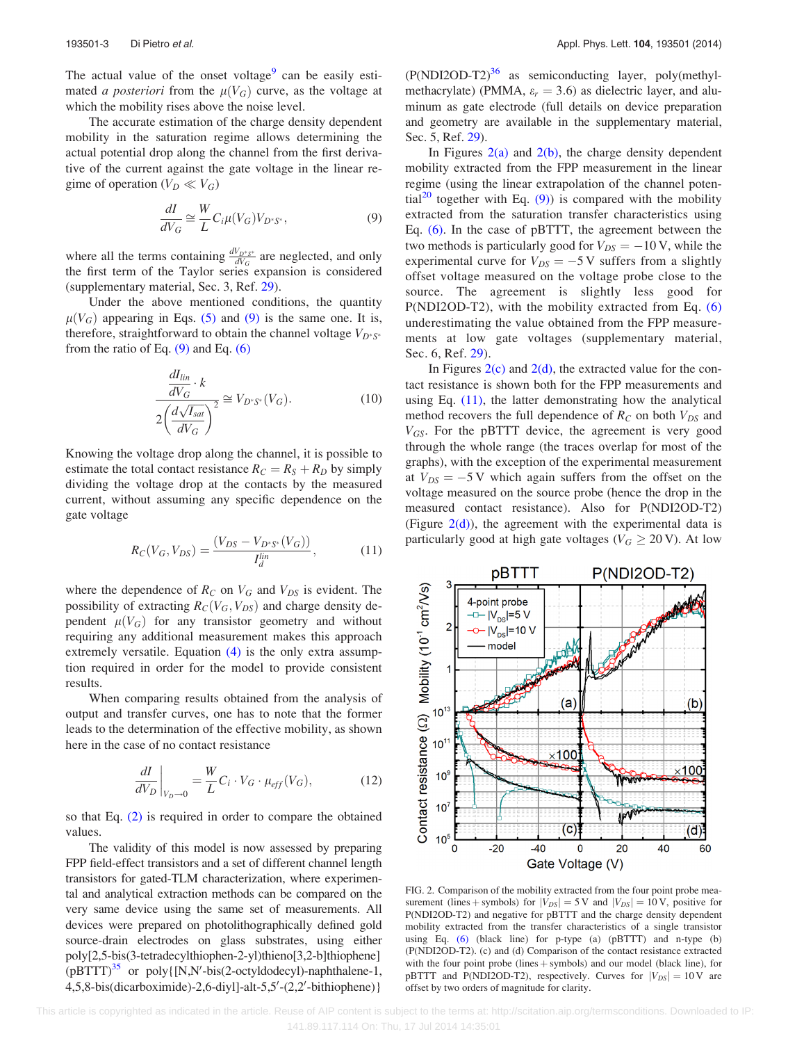The actual value of the onset voltage[9] can be easily estimated *a posteriori* from the $\mu(V_G)$ curve, as the voltage at which the mobility rises above the noise level.

The accurate estimation of the charge density dependent mobility in the saturation regime allows determining the actual potential drop along the channel from the first derivative of the current against the gate voltage in the linear regime of operation ($V_D \ll V_G$)

$$\frac{dI}{dV_G} \cong \frac{W}{L} C_i \mu(V_G) V_{D^*S^*}, \tag{9}$$

where all the terms containing $\frac{dV_{D^*S^*}}{dV_G}$ are neglected, and only the first term of the Taylor series expansion is considered (supplementary material, Sec. 3, Ref. 29).

Under the above mentioned conditions, the quantity $\mu(V_G)$ appearing in Eqs. (5) and (9) is the same one. It is, therefore, straightforward to obtain the channel voltage $V_{D^*S^*}$ from the ratio of Eq. (9) and Eq. (6)

$$\frac{\frac{dI_{lin}}{dV_G} \cdot k}{2\left(\frac{d\sqrt{I_{sat}}}{dV_G}\right)^2} \cong V_{D^*S^*}(V_G). \tag{10}$$

Knowing the voltage drop along the channel, it is possible to estimate the total contact resistance $R_C = R_S + R_D$ by simply dividing the voltage drop at the contacts by the measured current, without assuming any specific dependence on the gate voltage

$$R_C(V_G, V_{DS}) = \frac{(V_{DS} - V_{D^*S^*}(V_G))}{I_d^{lin}}, \tag{11}$$

where the dependence of $R_C$ on $V_G$ and $V_{DS}$ is evident. The possibility of extracting $R_C(V_G, V_{DS})$ and charge density dependent $\mu(V_G)$ for any transistor geometry and without requiring any additional measurement makes this approach extremely versatile. Equation (4) is the only extra assumption required in order for the model to provide consistent results.

When comparing results obtained from the analysis of output and transfer curves, one has to note that the former leads to the determination of the effective mobility, as shown here in the case of no contact resistance

$$\left.\frac{dI}{dV_D}\right|_{V_D \to 0} = \frac{W}{L} C_i \cdot V_G \cdot \mu_{eff}(V_G), \tag{12}$$

so that Eq. (2) is required in order to compare the obtained values.

The validity of this model is now assessed by preparing FPP field-effect transistors and a set of different channel length transistors for gated-TLM characterization, where experimental and analytical extraction methods can be compared on the very same device using the same set of measurements. All devices were prepared on photolithographically defined gold source-drain electrodes on glass substrates, using either poly[2,5-bis(3-tetradecylthiophen-2-yl)thieno[3,2-b]thiophene] (pBTTT)[35] or poly{[N,N′-bis(2-octyldodecyl)-naphthalene-1,4,5,8-bis(dicarboximide)-2,6-diyl]-alt-5,5′-(2,2′-bithiophene)} (P(NDI2OD-T2)[36] as semiconducting layer, poly(methylmethacrylate) (PMMA, $\varepsilon_r = 3.6$) as dielectric layer, and aluminum as gate electrode (full details on device preparation and geometry are available in the supplementary material, Sec. 5, Ref. 29).

In Figures 2(a) and 2(b), the charge density dependent mobility extracted from the FPP measurement in the linear regime (using the linear extrapolation of the channel potential[20] together with Eq. (9)) is compared with the mobility extracted from the saturation transfer characteristics using Eq. (6). In the case of pBTTT, the agreement between the two methods is particularly good for $V_{DS} = -10$ V, while the experimental curve for $V_{DS} = -5$ V suffers from a slightly offset voltage measured on the voltage probe close to the source. The agreement is slightly less good for P(NDI2OD-T2), with the mobility extracted from Eq. (6) underestimating the value obtained from the FPP measurements at low gate voltages (supplementary material, Sec. 6, Ref. 29).

In Figures 2(c) and 2(d), the extracted value for the contact resistance is shown both for the FPP measurements and using Eq. (11), the latter demonstrating how the analytical method recovers the full dependence of $R_C$ on both $V_{DS}$ and $V_{GS}$. For the pBTTT device, the agreement is very good through the whole range (the traces overlap for most of the graphs), with the exception of the experimental measurement at $V_{DS} = -5$ V which again suffers from the offset on the voltage measured on the source probe (hence the drop in the measured contact resistance). Also for P(NDI2OD-T2) (Figure 2(d)), the agreement with the experimental data is particularly good at high gate voltages ($V_G \geq 20$ V). At low

FIG. 2. Comparison of the mobility extracted from the four point probe measurement (lines + symbols) for $|V_{DS}| = 5$ V and $|V_{DS}| = 10$ V, positive for P(NDI2OD-T2) and negative for pBTTT and the charge density dependent mobility extracted from the transfer characteristics of a single transistor using Eq. (6) (black line) for p-type (a) (pBTTT) and n-type (b) (P(NDI2OD-T2). (c) and (d) Comparison of the contact resistance extracted with the four point probe (lines + symbols) and our model (black line), for pBTTT and P(NDI2OD-T2), respectively. Curves for $|V_{DS}| = 10$ V are offset by two orders of magnitude for clarity.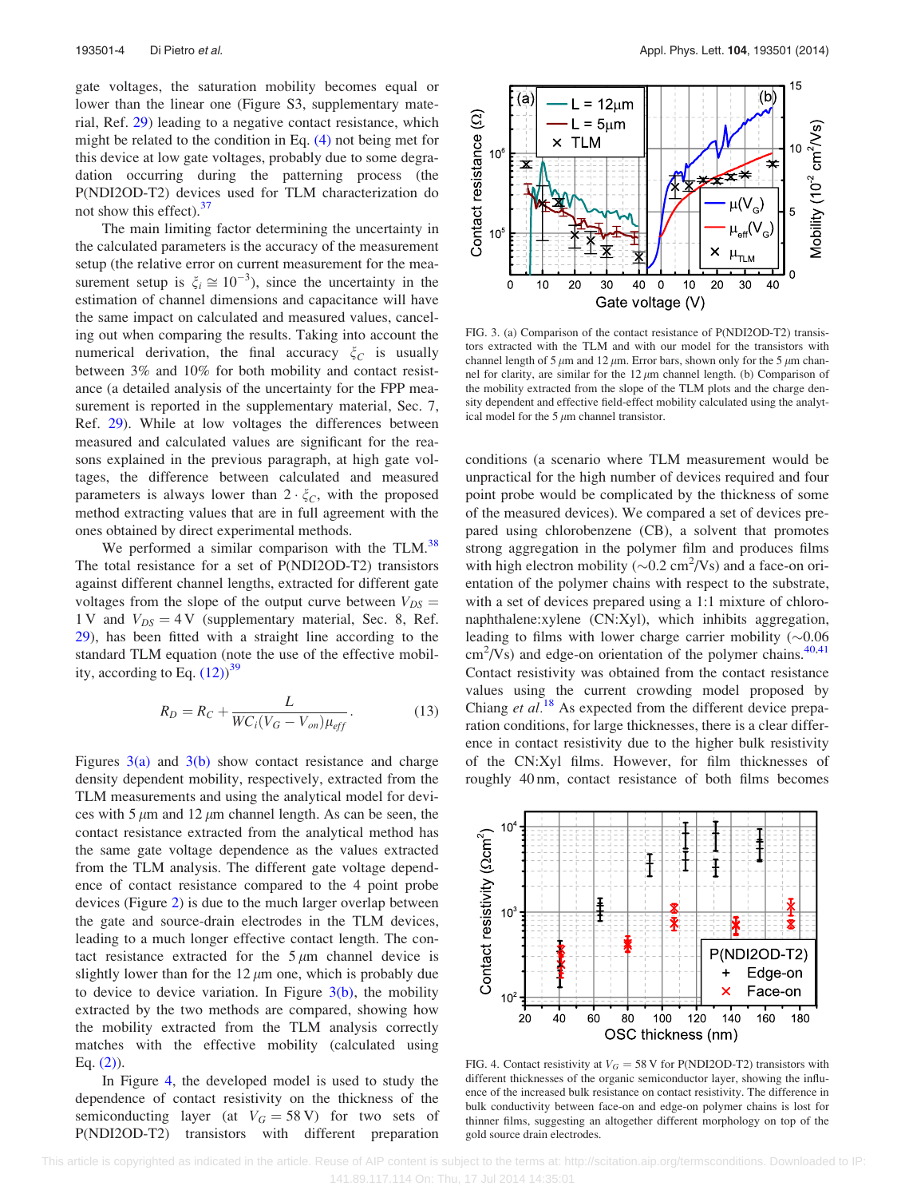gate voltages, the saturation mobility becomes equal or lower than the linear one (Figure S3, supplementary material, Ref. 29) leading to a negative contact resistance, which might be related to the condition in Eq. (4) not being met for this device at low gate voltages, probably due to some degradation occurring during the patterning process (the P(NDI2OD-T2) devices used for TLM characterization do not show this effect).[37]

The main limiting factor determining the uncertainty in the calculated parameters is the accuracy of the measurement setup (the relative error on current measurement for the measurement setup is $\xi_i \cong 10^{-3}$), since the uncertainty in the estimation of channel dimensions and capacitance will have the same impact on calculated and measured values, cancelling out when comparing the results. Taking into account the numerical derivation, the final accuracy $\xi_C$ is usually between 3% and 10% for both mobility and contact resistance (a detailed analysis of the uncertainty for the FPP measurement is reported in the supplementary material, Sec. 7, Ref. 29). While at low voltages the differences between measured and calculated values are significant for the reasons explained in the previous paragraph, at high gate voltages, the difference between calculated and measured parameters is always lower than $2 \cdot \xi_C$, with the proposed method extracting values that are in full agreement with the ones obtained by direct experimental methods.

We performed a similar comparison with the TLM.[38] The total resistance for a set of P(NDI2OD-T2) transistors against different channel lengths, extracted for different gate voltages from the slope of the output curve between $V_{DS} = 1\,\text{V}$ and $V_{DS} = 4\,\text{V}$ (supplementary material, Sec. 8, Ref. 29), has been fitted with a straight line according to the standard TLM equation (note the use of the effective mobility, according to Eq. (12))[39]

$$R_D = R_C + \frac{L}{WC_i(V_G - V_{on})\mu_{eff}}. \tag{13}$$

Figures 3(a) and 3(b) show contact resistance and charge density dependent mobility, respectively, extracted from the TLM measurements and using the analytical model for devices with 5 $\mu$m and 12 $\mu$m channel length. As can be seen, the contact resistance extracted from the analytical method has the same gate voltage dependence as the values extracted from the TLM analysis. The different gate voltage dependence of contact resistance compared to the 4 point probe devices (Figure 2) is due to the much larger overlap between the gate and source-drain electrodes in the TLM devices, leading to a much longer effective contact length. The contact resistance extracted for the 5 $\mu$m channel device is slightly lower than for the 12 $\mu$m one, which is probably due to device to device variation. In Figure 3(b), the mobility extracted by the two methods are compared, showing how the mobility extracted from the TLM analysis correctly matches with the effective mobility (calculated using Eq. (2)).

In Figure 4, the developed model is used to study the dependence of contact resistivity on the thickness of the semiconducting layer (at $V_G = 58\,\text{V}$) for two sets of P(NDI2OD-T2) transistors with different preparation conditions (a scenario where TLM measurement would be unpractical for the high number of devices required and four point probe would be complicated by the thickness of some of the measured devices). We compared a set of devices prepared using chlorobenzene (CB), a solvent that promotes strong aggregation in the polymer film and produces films with high electron mobility ($\sim$0.2 cm$^2$/Vs) and a face-on orientation of the polymer chains with respect to the substrate, with a set of devices prepared using a 1:1 mixture of chloronaphthalene:xylene (CN:Xyl), which inhibits aggregation, leading to films with lower charge carrier mobility ($\sim$0.06 cm$^2$/Vs) and edge-on orientation of the polymer chains.[40,41] Contact resistivity was obtained from the contact resistance values using the current crowding model proposed by Chiang *et al.*[18] As expected from the different device preparation conditions, for large thicknesses, there is a clear difference in contact resistivity due to the higher bulk resistivity of the CN:Xyl films. However, for film thicknesses of roughly 40 nm, contact resistance of both films becomes

FIG. 3. (a) Comparison of the contact resistance of P(NDI2OD-T2) transistors extracted with the TLM and with our model for the transistors with channel length of 5 $\mu$m and 12 $\mu$m. Error bars, shown only for the 5 $\mu$m channel for clarity, are similar for the 12 $\mu$m channel length. (b) Comparison of the mobility extracted from the slope of the TLM plots and the charge density dependent and effective field-effect mobility calculated using the analytical model for the 5 $\mu$m channel transistor.

FIG. 4. Contact resistivity at $V_G = 58\,\text{V}$ for P(NDI2OD-T2) transistors with different thicknesses of the organic semiconductor layer, showing the influence of the increased bulk resistance on contact resistivity. The difference in bulk conductivity between face-on and edge-on polymer chains is lost for thinner films, suggesting an altogether different morphology on top of the gold source drain electrodes.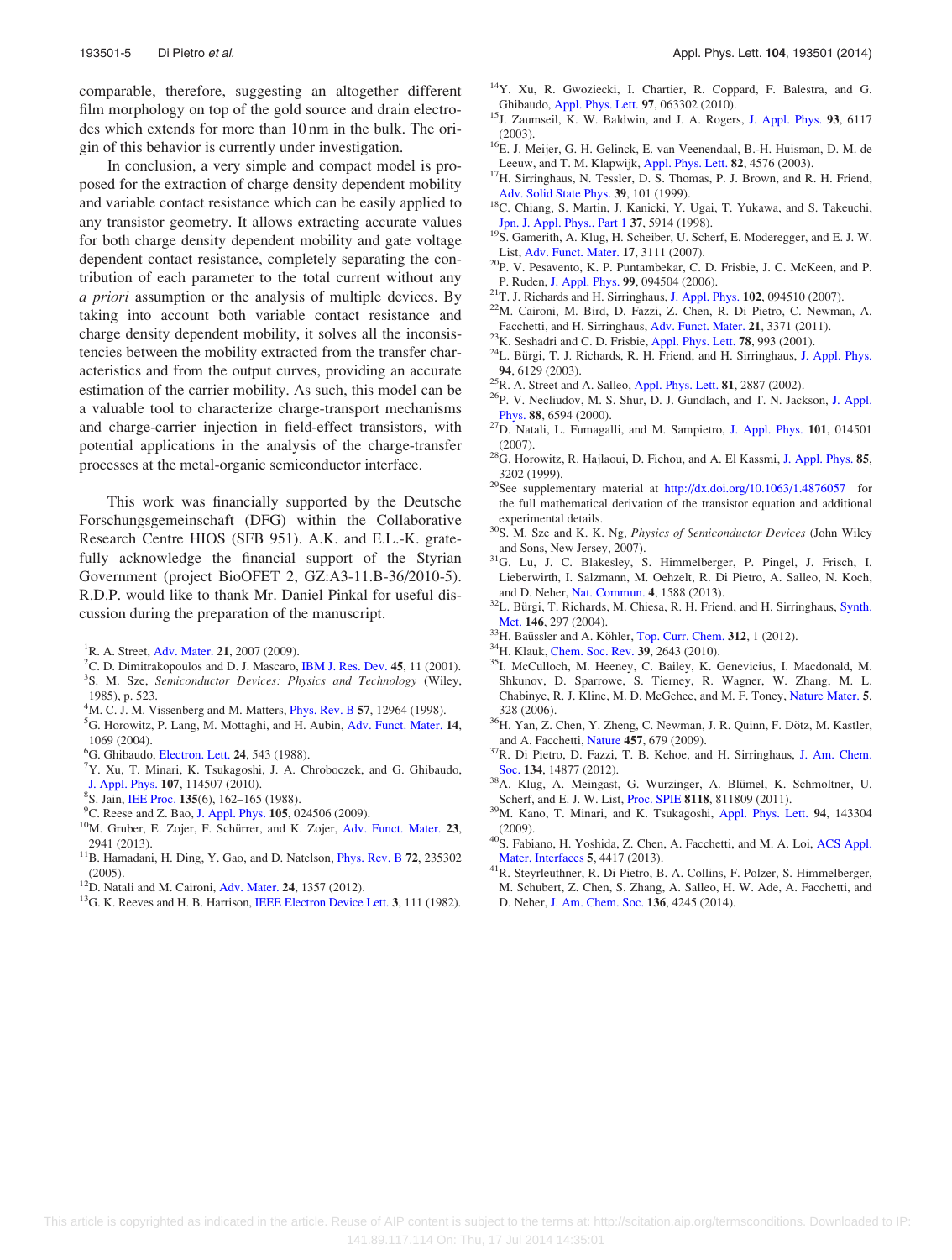comparable, therefore, suggesting an altogether different film morphology on top of the gold source and drain electrodes which extends for more than 10 nm in the bulk. The origin of this behavior is currently under investigation.

In conclusion, a very simple and compact model is proposed for the extraction of charge density dependent mobility and variable contact resistance which can be easily applied to any transistor geometry. It allows extracting accurate values for both charge density dependent mobility and gate voltage dependent contact resistance, completely separating the contribution of each parameter to the total current without any *a priori* assumption or the analysis of multiple devices. By taking into account both variable contact resistance and charge density dependent mobility, it solves all the inconsistencies between the mobility extracted from the transfer characteristics and from the output curves, providing an accurate estimation of the carrier mobility. As such, this model can be a valuable tool to characterize charge-transport mechanisms and charge-carrier injection in field-effect transistors, with potential applications in the analysis of the charge-transfer processes at the metal-organic semiconductor interface.

This work was financially supported by the Deutsche Forschungsgemeinschaft (DFG) within the Collaborative Research Centre HIOS (SFB 951). A.K. and E.L.-K. gratefully acknowledge the financial support of the Styrian Government (project BioOFET 2, GZ:A3-11.B-36/2010-5). R.D.P. would like to thank Mr. Daniel Pinkal for useful discussion during the preparation of the manuscript.

[1] R. A. Street, Adv. Mater. **21**, 2007 (2009).
[2] C. D. Dimitrakopoulos and D. J. Mascaro, IBM J. Res. Dev. **45**, 11 (2001).
[3] S. M. Sze, *Semiconductor Devices: Physics and Technology* (Wiley, 1985), p. 523.
[4] M. C. J. M. Vissenberg and M. Matters, Phys. Rev. B **57**, 12964 (1998).
[5] G. Horowitz, P. Lang, M. Mottaghi, and H. Aubin, Adv. Funct. Mater. **14**, 1069 (2004).
[6] G. Ghibaudo, Electron. Lett. **24**, 543 (1988).
[7] Y. Xu, T. Minari, K. Tsukagoshi, J. A. Chroboczek, and G. Ghibaudo, J. Appl. Phys. **107**, 114507 (2010).
[8] S. Jain, IEE Proc. **135**(6), 162–165 (1988).
[9] C. Reese and Z. Bao, J. Appl. Phys. **105**, 024506 (2009).
[10] M. Gruber, E. Zojer, F. Schürrer, and K. Zojer, Adv. Funct. Mater. **23**, 2941 (2013).
[11] B. Hamadani, H. Ding, Y. Gao, and D. Natelson, Phys. Rev. B **72**, 235302 (2005).
[12] D. Natali and M. Caironi, Adv. Mater. **24**, 1357 (2012).
[13] G. K. Reeves and H. B. Harrison, IEEE Electron Device Lett. **3**, 111 (1982).
[14] Y. Xu, R. Gwoziecki, I. Chartier, R. Coppard, F. Balestra, and G. Ghibaudo, Appl. Phys. Lett. **97**, 063302 (2010).
[15] J. Zaumseil, K. W. Baldwin, and J. A. Rogers, J. Appl. Phys. **93**, 6117 (2003).
[16] E. J. Meijer, G. H. Gelinck, E. van Veenendaal, B.-H. Huisman, D. M. de Leeuw, and T. M. Klapwijk, Appl. Phys. Lett. **82**, 4576 (2003).
[17] H. Sirringhaus, N. Tessler, D. S. Thomas, P. J. Brown, and R. H. Friend, Adv. Solid State Phys. **39**, 101 (1999).
[18] C. Chiang, S. Martin, J. Kanicki, Y. Ugai, T. Yukawa, and S. Takeuchi, Jpn. J. Appl. Phys., Part 1 **37**, 5914 (1998).
[19] S. Gamerith, A. Klug, H. Scheiber, U. Scherf, E. Moderegger, and E. J. W. List, Adv. Funct. Mater. **17**, 3111 (2007).
[20] P. V. Pesavento, K. P. Puntambekar, C. D. Frisbie, J. C. McKeen, and P. P. Ruden, J. Appl. Phys. **99**, 094504 (2006).
[21] T. J. Richards and H. Sirringhaus, J. Appl. Phys. **102**, 094510 (2007).
[22] M. Caironi, M. Bird, D. Fazzi, Z. Chen, R. Di Pietro, C. Newman, A. Facchetti, and H. Sirringhaus, Adv. Funct. Mater. **21**, 3371 (2011).
[23] K. Seshadri and C. D. Frisbie, Appl. Phys. Lett. **78**, 993 (2001).
[24] L. Bürgi, T. J. Richards, R. H. Friend, and H. Sirringhaus, J. Appl. Phys. **94**, 6129 (2003).
[25] R. A. Street and A. Salleo, Appl. Phys. Lett. **81**, 2887 (2002).
[26] P. V. Necliudov, M. S. Shur, D. J. Gundlach, and T. N. Jackson, J. Appl. Phys. **88**, 6594 (2000).
[27] D. Natali, L. Fumagalli, and M. Sampietro, J. Appl. Phys. **101**, 014501 (2007).
[28] G. Horowitz, R. Hajlaoui, D. Fichou, and A. El Kassmi, J. Appl. Phys. **85**, 3202 (1999).
[29] See supplementary material at http://dx.doi.org/10.1063/1.4876057 for the full mathematical derivation of the transistor equation and additional experimental details.
[30] S. M. Sze and K. K. Ng, *Physics of Semiconductor Devices* (John Wiley and Sons, New Jersey, 2007).
[31] G. Lu, J. C. Blakesley, S. Himmelberger, P. Pingel, J. Frisch, I. Lieberwirth, I. Salzmann, M. Oehzelt, R. Di Pietro, A. Salleo, N. Koch, and D. Neher, Nat. Commun. **4**, 1588 (2013).
[32] L. Bürgi, T. Richards, M. Chiesa, R. H. Friend, and H. Sirringhaus, Synth. Met. **146**, 297 (2004).
[33] H. Baüssler and A. Köhler, Top. Curr. Chem. **312**, 1 (2012).
[34] H. Klauk, Chem. Soc. Rev. **39**, 2643 (2010).
[35] I. McCulloch, M. Heeney, C. Bailey, K. Genevicius, I. Macdonald, M. Shkunov, D. Sparrowe, S. Tierney, R. Wagner, W. Zhang, M. L. Chabinyc, R. J. Kline, M. D. McGehee, and M. F. Toney, Nature Mater. **5**, 328 (2006).
[36] H. Yan, Z. Chen, Y. Zheng, C. Newman, J. R. Quinn, F. Dötz, M. Kastler, and A. Facchetti, Nature **457**, 679 (2009).
[37] R. Di Pietro, D. Fazzi, T. B. Kehoe, and H. Sirringhaus, J. Am. Chem. Soc. **134**, 14877 (2012).
[38] A. Klug, A. Meingast, G. Wurzinger, A. Blümel, K. Schmoltner, U. Scherf, and E. J. W. List, Proc. SPIE **8118**, 811809 (2011).
[39] M. Kano, T. Minari, and K. Tsukagoshi, Appl. Phys. Lett. **94**, 143304 (2009).
[40] S. Fabiano, H. Yoshida, Z. Chen, A. Facchetti, and M. A. Loi, ACS Appl. Mater. Interfaces **5**, 4417 (2013).
[41] R. Steyrleuthner, R. Di Pietro, B. A. Collins, F. Polzer, S. Himmelberger, M. Schubert, Z. Chen, S. Zhang, A. Salleo, H. W. Ade, A. Facchetti, and D. Neher, J. Am. Chem. Soc. **136**, 4245 (2014).